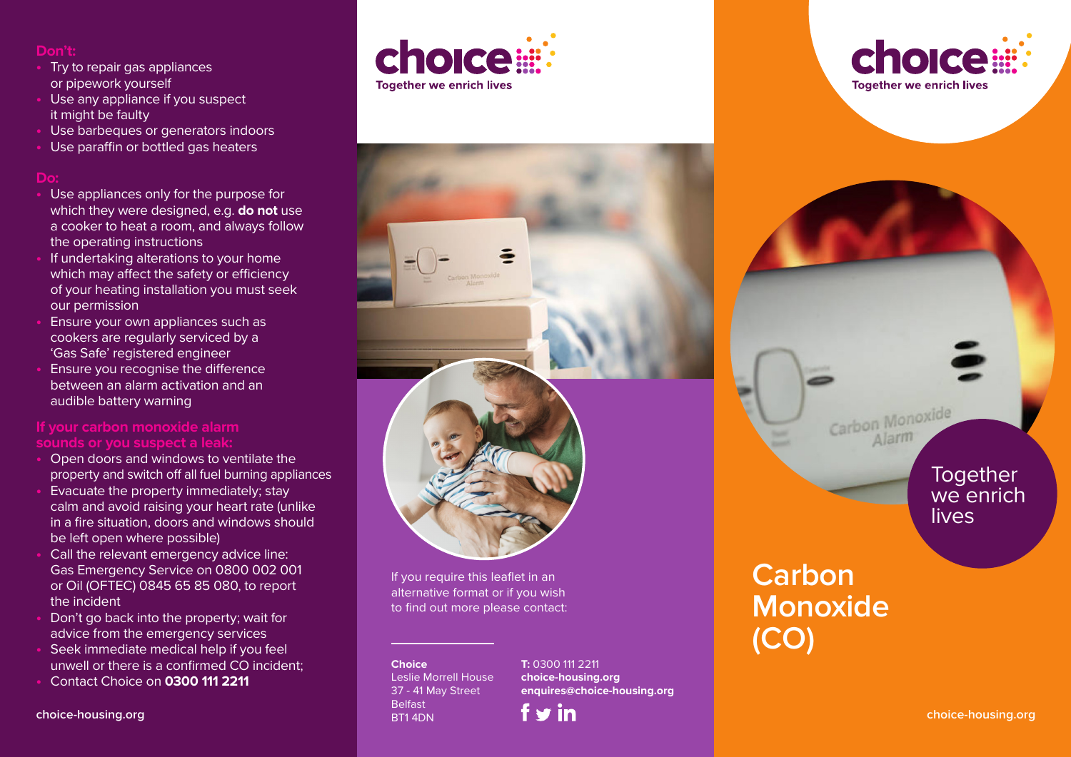### Don't:

- Try to repair gas appliances or pipework yourself
- Use any appliance if you suspect it might be faulty
- Use barbeques or generators indoors
- Use paraffin or bottled gas heaters

### Do:

- Use appliances only for the purpose for which they were designed, e.g. **do not** use a cooker to heat a room, and always follow the operating instructions
- If undertaking alterations to your home which may affect the safety or efficiency of your heating installation you must seek our permission
- Ensure your own appliances such as cookers are regularly serviced by a 'Gas Safe' registered engineer
- Ensure you recognise the difference between an alarm activation and an audible battery warning

### If your carbon monoxide alarm sounds or you suspect a leak:

- Open doors and windows to ventilate the property and switch off all fuel burning appliances
- Evacuate the property immediately; stay calm and avoid raising your heart rate (unlike in a fire situation, doors and windows should be left open where possible)
- Call the relevant emergency advice line: Gas Emergency Service on 0800 002 001 or Oil (OFTEC) 0845 65 85 080, to report the incident
- Don't go back into the property; wait for advice from the emergency services
- Seek immediate medical help if you feel unwell or there is a confirmed CO incident;
- Contact Choice on **0300 111 2211**

**choice-housing.org**

**choice**
**Together we enrich lives**

If you require this leaflet in an alternative format or if you wish to find out more please contact:

**Choice**
Leslie Morrell House
37 - 41 May Street
Belfast
BT1 4DN

**T:** 0300 111 2211
**choice-housing.org**
**enquires@choice-housing.org**

**choice**
**Together we enrich lives**

Together we enrich lives

# Carbon Monoxide (CO)

**choice-housing.org**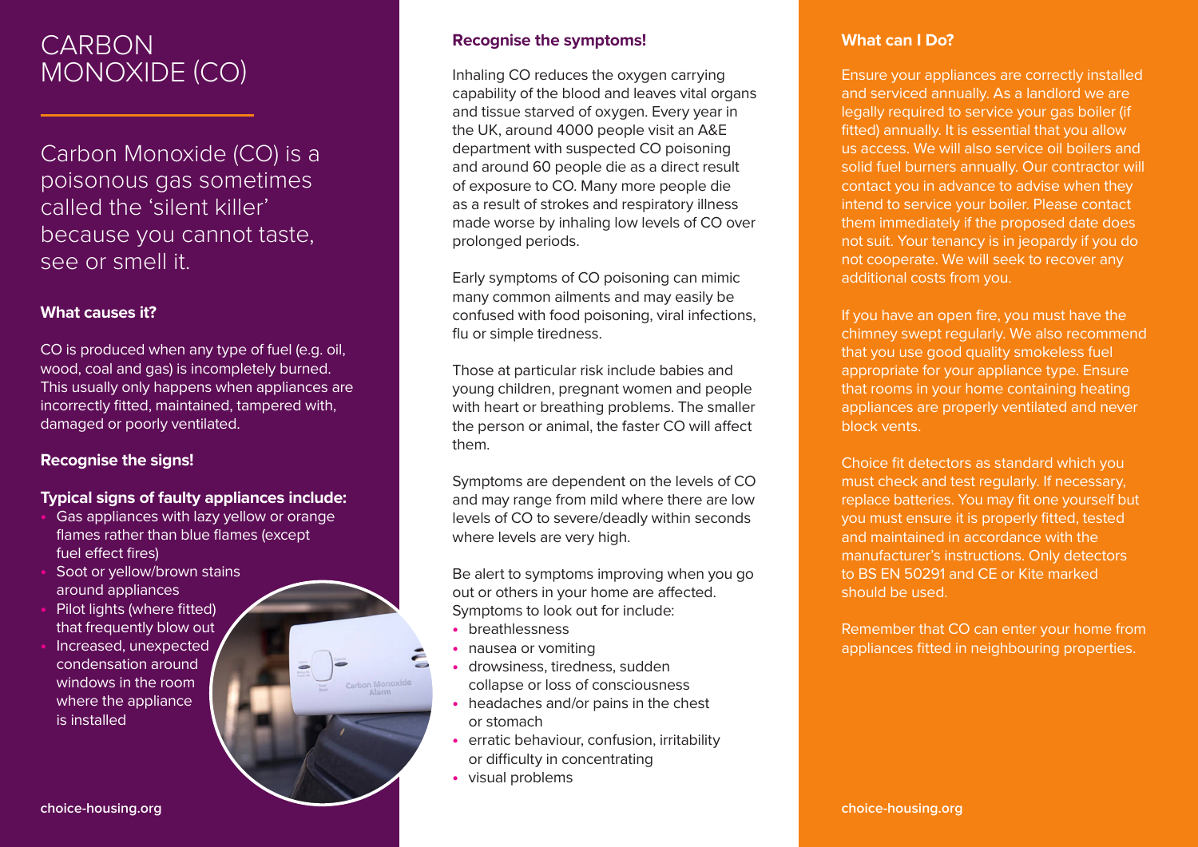# CARBON MONOXIDE (CO)

Carbon Monoxide (CO) is a poisonous gas sometimes called the 'silent killer' because you cannot taste, see or smell it.

### What causes it?

CO is produced when any type of fuel (e.g. oil, wood, coal and gas) is incompletely burned. This usually only happens when appliances are incorrectly fitted, maintained, tampered with, damaged or poorly ventilated.

### Recognise the signs!

### Typical signs of faulty appliances include:

- Gas appliances with lazy yellow or orange flames rather than blue flames (except fuel effect fires)
- Soot or yellow/brown stains around appliances
- Pilot lights (where fitted) that frequently blow out
- Increased, unexpected condensation around windows in the room where the appliance is installed

### Recognise the symptoms!

Inhaling CO reduces the oxygen carrying capability of the blood and leaves vital organs and tissue starved of oxygen. Every year in the UK, around 4000 people visit an A&E department with suspected CO poisoning and around 60 people die as a direct result of exposure to CO. Many more people die as a result of strokes and respiratory illness made worse by inhaling low levels of CO over prolonged periods.

Early symptoms of CO poisoning can mimic many common ailments and may easily be confused with food poisoning, viral infections, flu or simple tiredness.

Those at particular risk include babies and young children, pregnant women and people with heart or breathing problems. The smaller the person or animal, the faster CO will affect them.

Symptoms are dependent on the levels of CO and may range from mild where there are low levels of CO to severe/deadly within seconds where levels are very high.

Be alert to symptoms improving when you go out or others in your home are affected. Symptoms to look out for include:

- breathlessness
- nausea or vomiting
- drowsiness, tiredness, sudden collapse or loss of consciousness
- headaches and/or pains in the chest or stomach
- erratic behaviour, confusion, irritability or difficulty in concentrating
- visual problems

### What can I Do?

Ensure your appliances are correctly installed and serviced annually. As a landlord we are legally required to service your gas boiler (if fitted) annually. It is essential that you allow us access. We will also service oil boilers and solid fuel burners annually. Our contractor will contact you in advance to advise when they intend to service your boiler. Please contact them immediately if the proposed date does not suit. Your tenancy is in jeopardy if you do not cooperate. We will seek to recover any additional costs from you.

If you have an open fire, you must have the chimney swept regularly. We also recommend that you use good quality smokeless fuel appropriate for your appliance type. Ensure that rooms in your home containing heating appliances are properly ventilated and never block vents.

Choice fit detectors as standard which you must check and test regularly. If necessary, replace batteries. You may fit one yourself but you must ensure it is properly fitted, tested and maintained in accordance with the manufacturer's instructions. Only detectors to BS EN 50291 and CE or Kite marked should be used.

Remember that CO can enter your home from appliances fitted in neighbouring properties.

choice-housing.org